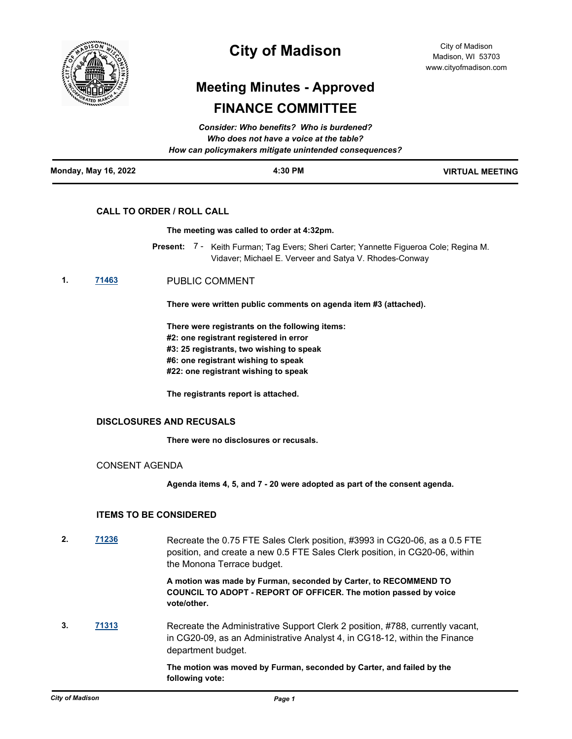# City of Madison

City of Madison
Madison, WI 53703
www.cityofmadison.com

## Meeting Minutes - Approved

## FINANCE COMMITTEE

*Consider: Who benefits? Who is burdened?*
*Who does not have a voice at the table?*
*How can policymakers mitigate unintended consequences?*

**Monday, May 16, 2022** **4:30 PM** **VIRTUAL MEETING**

### CALL TO ORDER / ROLL CALL

**The meeting was called to order at 4:32pm.**

**Present:** 7 - Keith Furman; Tag Evers; Sheri Carter; Yannette Figueroa Cole; Regina M. Vidaver; Michael E. Verveer and Satya V. Rhodes-Conway

**1.** **71463** PUBLIC COMMENT

**There were written public comments on agenda item #3 (attached).**

**There were registrants on the following items:**
**#2: one registrant registered in error**
**#3: 25 registrants, two wishing to speak**
**#6: one registrant wishing to speak**
**#22: one registrant wishing to speak**

**The registrants report is attached.**

### DISCLOSURES AND RECUSALS

**There were no disclosures or recusals.**

### CONSENT AGENDA

**Agenda items 4, 5, and 7 - 20 were adopted as part of the consent agenda.**

### ITEMS TO BE CONSIDERED

**2.** **71236** Recreate the 0.75 FTE Sales Clerk position, #3993 in CG20-06, as a 0.5 FTE position, and create a new 0.5 FTE Sales Clerk position, in CG20-06, within the Monona Terrace budget.

**A motion was made by Furman, seconded by Carter, to RECOMMEND TO COUNCIL TO ADOPT - REPORT OF OFFICER. The motion passed by voice vote/other.**

**3.** **71313** Recreate the Administrative Support Clerk 2 position, #788, currently vacant, in CG20-09, as an Administrative Analyst 4, in CG18-12, within the Finance department budget.

**The motion was moved by Furman, seconded by Carter, and failed by the following vote:**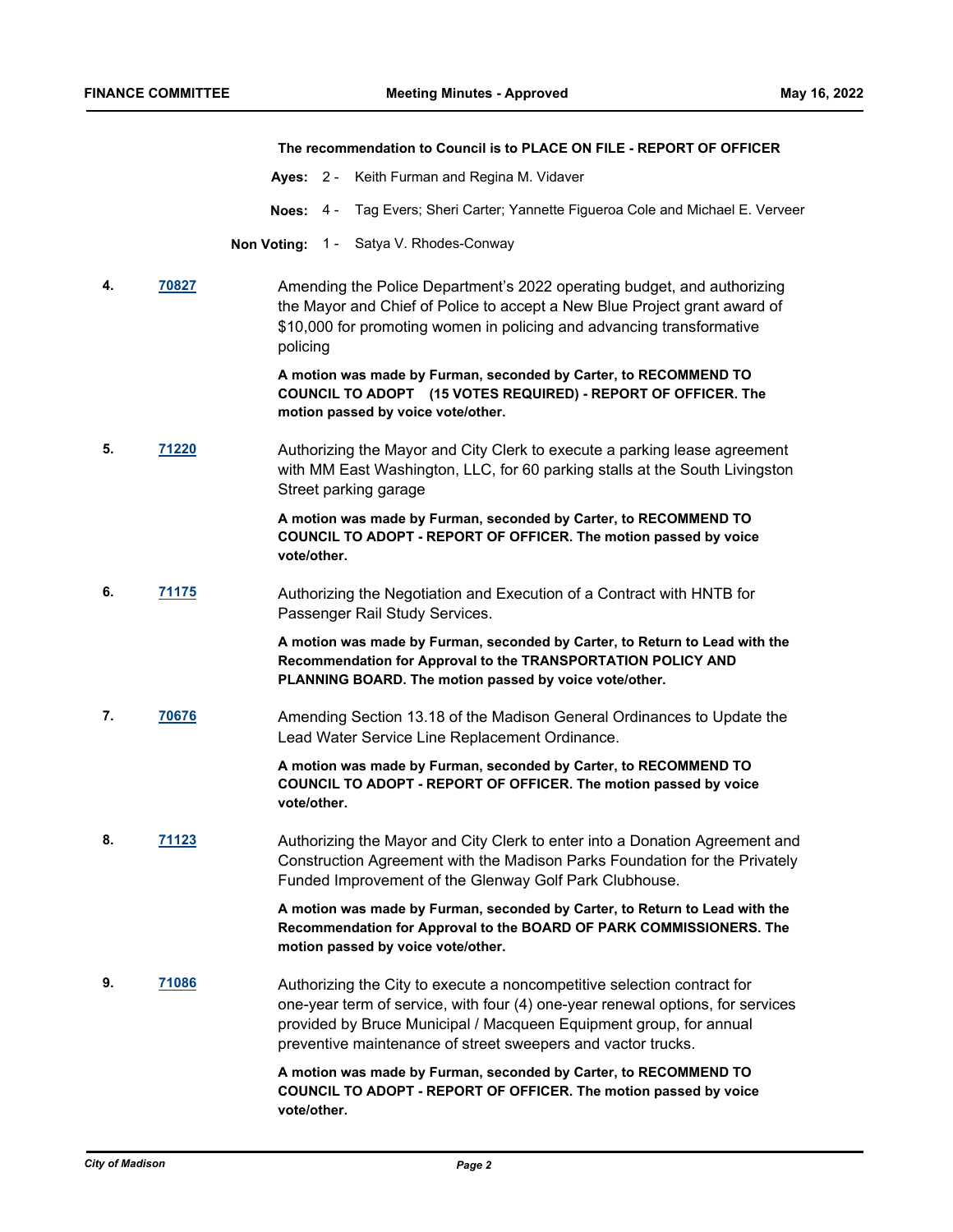**The recommendation to Council is to PLACE ON FILE - REPORT OF OFFICER**

**Ayes:** 2 - Keith Furman and Regina M. Vidaver

**Noes:** 4 - Tag Evers; Sheri Carter; Yannette Figueroa Cole and Michael E. Verveer

**Non Voting:** 1 - Satya V. Rhodes-Conway

**4.** [70827](70827) Amending the Police Department's 2022 operating budget, and authorizing the Mayor and Chief of Police to accept a New Blue Project grant award of $10,000 for promoting women in policing and advancing transformative policing

**A motion was made by Furman, seconded by Carter, to RECOMMEND TO COUNCIL TO ADOPT (15 VOTES REQUIRED) - REPORT OF OFFICER. The motion passed by voice vote/other.**

**5.** [71220](71220) Authorizing the Mayor and City Clerk to execute a parking lease agreement with MM East Washington, LLC, for 60 parking stalls at the South Livingston Street parking garage

**A motion was made by Furman, seconded by Carter, to RECOMMEND TO COUNCIL TO ADOPT - REPORT OF OFFICER. The motion passed by voice vote/other.**

**6.** [71175](71175) Authorizing the Negotiation and Execution of a Contract with HNTB for Passenger Rail Study Services.

**A motion was made by Furman, seconded by Carter, to Return to Lead with the Recommendation for Approval to the TRANSPORTATION POLICY AND PLANNING BOARD. The motion passed by voice vote/other.**

**7.** [70676](70676) Amending Section 13.18 of the Madison General Ordinances to Update the Lead Water Service Line Replacement Ordinance.

**A motion was made by Furman, seconded by Carter, to RECOMMEND TO COUNCIL TO ADOPT - REPORT OF OFFICER. The motion passed by voice vote/other.**

**8.** [71123](71123) Authorizing the Mayor and City Clerk to enter into a Donation Agreement and Construction Agreement with the Madison Parks Foundation for the Privately Funded Improvement of the Glenway Golf Park Clubhouse.

**A motion was made by Furman, seconded by Carter, to Return to Lead with the Recommendation for Approval to the BOARD OF PARK COMMISSIONERS. The motion passed by voice vote/other.**

**9.** [71086](71086) Authorizing the City to execute a noncompetitive selection contract for one-year term of service, with four (4) one-year renewal options, for services provided by Bruce Municipal / Macqueen Equipment group, for annual preventive maintenance of street sweepers and vactor trucks.

**A motion was made by Furman, seconded by Carter, to RECOMMEND TO COUNCIL TO ADOPT - REPORT OF OFFICER. The motion passed by voice vote/other.**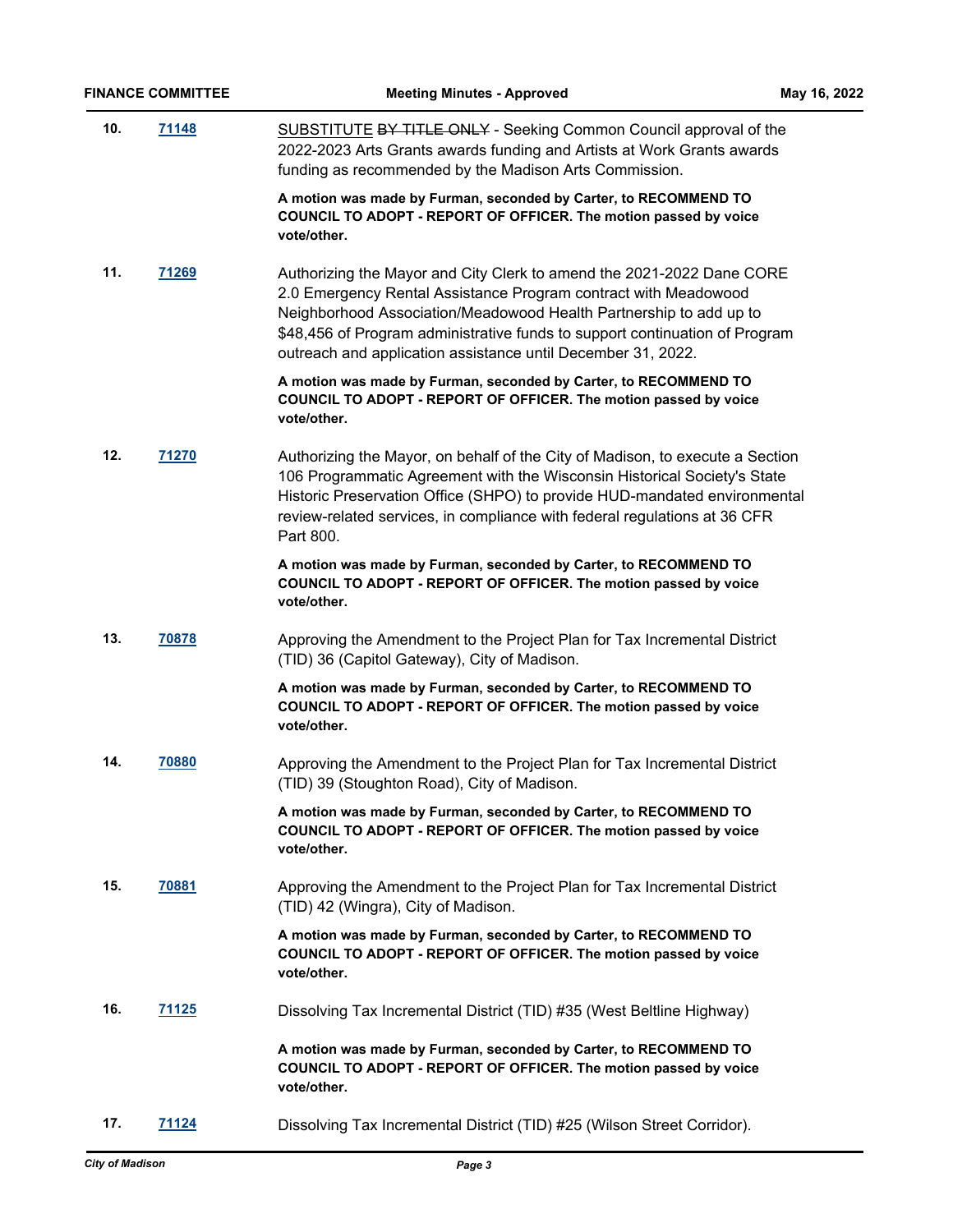**10.** **71148** SUBSTITUTE ~~BY TITLE ONLY~~ - Seeking Common Council approval of the 2022-2023 Arts Grants awards funding and Artists at Work Grants awards funding as recommended by the Madison Arts Commission.

**A motion was made by Furman, seconded by Carter, to RECOMMEND TO COUNCIL TO ADOPT - REPORT OF OFFICER. The motion passed by voice vote/other.**

**11.** **71269** Authorizing the Mayor and City Clerk to amend the 2021-2022 Dane CORE 2.0 Emergency Rental Assistance Program contract with Meadowood Neighborhood Association/Meadowood Health Partnership to add up to $48,456 of Program administrative funds to support continuation of Program outreach and application assistance until December 31, 2022.

**A motion was made by Furman, seconded by Carter, to RECOMMEND TO COUNCIL TO ADOPT - REPORT OF OFFICER. The motion passed by voice vote/other.**

**12.** **71270** Authorizing the Mayor, on behalf of the City of Madison, to execute a Section 106 Programmatic Agreement with the Wisconsin Historical Society's State Historic Preservation Office (SHPO) to provide HUD-mandated environmental review-related services, in compliance with federal regulations at 36 CFR Part 800.

**A motion was made by Furman, seconded by Carter, to RECOMMEND TO COUNCIL TO ADOPT - REPORT OF OFFICER. The motion passed by voice vote/other.**

**13.** **70878** Approving the Amendment to the Project Plan for Tax Incremental District (TID) 36 (Capitol Gateway), City of Madison.

**A motion was made by Furman, seconded by Carter, to RECOMMEND TO COUNCIL TO ADOPT - REPORT OF OFFICER. The motion passed by voice vote/other.**

**14.** **70880** Approving the Amendment to the Project Plan for Tax Incremental District (TID) 39 (Stoughton Road), City of Madison.

**A motion was made by Furman, seconded by Carter, to RECOMMEND TO COUNCIL TO ADOPT - REPORT OF OFFICER. The motion passed by voice vote/other.**

**15.** **70881** Approving the Amendment to the Project Plan for Tax Incremental District (TID) 42 (Wingra), City of Madison.

**A motion was made by Furman, seconded by Carter, to RECOMMEND TO COUNCIL TO ADOPT - REPORT OF OFFICER. The motion passed by voice vote/other.**

**16.** **71125** Dissolving Tax Incremental District (TID) #35 (West Beltline Highway)

**A motion was made by Furman, seconded by Carter, to RECOMMEND TO COUNCIL TO ADOPT - REPORT OF OFFICER. The motion passed by voice vote/other.**

**17.** **71124** Dissolving Tax Incremental District (TID) #25 (Wilson Street Corridor).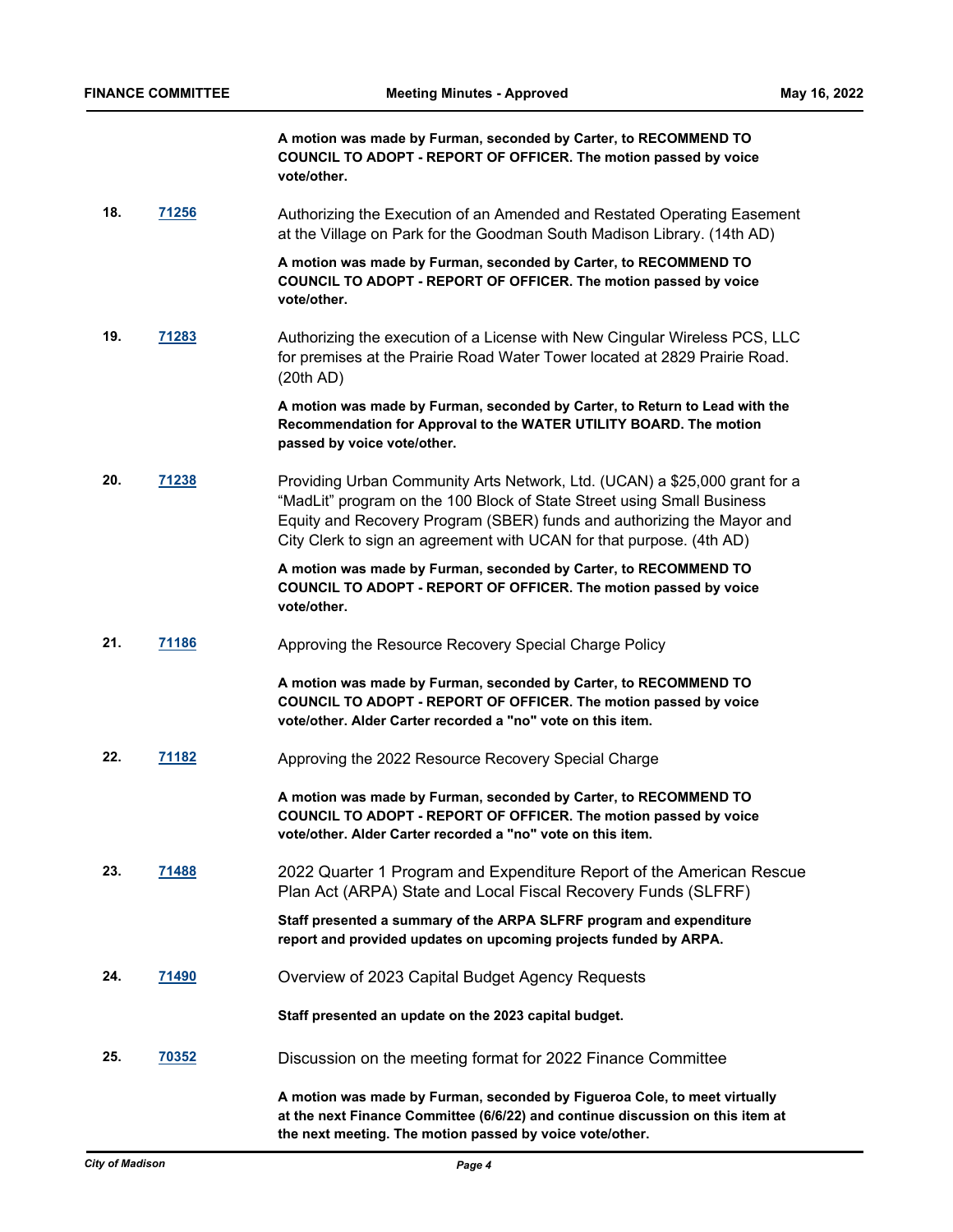**A motion was made by Furman, seconded by Carter, to RECOMMEND TO COUNCIL TO ADOPT - REPORT OF OFFICER. The motion passed by voice vote/other.**

**18.** **71256**

Authorizing the Execution of an Amended and Restated Operating Easement at the Village on Park for the Goodman South Madison Library. (14th AD)

**A motion was made by Furman, seconded by Carter, to RECOMMEND TO COUNCIL TO ADOPT - REPORT OF OFFICER. The motion passed by voice vote/other.**

**19.** **71283**

Authorizing the execution of a License with New Cingular Wireless PCS, LLC for premises at the Prairie Road Water Tower located at 2829 Prairie Road. (20th AD)

**A motion was made by Furman, seconded by Carter, to Return to Lead with the Recommendation for Approval to the WATER UTILITY BOARD. The motion passed by voice vote/other.**

**20.** **71238**

Providing Urban Community Arts Network, Ltd. (UCAN) a $25,000 grant for a "MadLit" program on the 100 Block of State Street using Small Business Equity and Recovery Program (SBER) funds and authorizing the Mayor and City Clerk to sign an agreement with UCAN for that purpose. (4th AD)

**A motion was made by Furman, seconded by Carter, to RECOMMEND TO COUNCIL TO ADOPT - REPORT OF OFFICER. The motion passed by voice vote/other.**

**21.** **71186**

Approving the Resource Recovery Special Charge Policy

**A motion was made by Furman, seconded by Carter, to RECOMMEND TO COUNCIL TO ADOPT - REPORT OF OFFICER. The motion passed by voice vote/other. Alder Carter recorded a "no" vote on this item.**

**22.** **71182**

Approving the 2022 Resource Recovery Special Charge

**A motion was made by Furman, seconded by Carter, to RECOMMEND TO COUNCIL TO ADOPT - REPORT OF OFFICER. The motion passed by voice vote/other. Alder Carter recorded a "no" vote on this item.**

**23.** **71488**

2022 Quarter 1 Program and Expenditure Report of the American Rescue Plan Act (ARPA) State and Local Fiscal Recovery Funds (SLFRF)

**Staff presented a summary of the ARPA SLFRF program and expenditure report and provided updates on upcoming projects funded by ARPA.**

**24.** **71490**

Overview of 2023 Capital Budget Agency Requests

**Staff presented an update on the 2023 capital budget.**

**25.** **70352**

Discussion on the meeting format for 2022 Finance Committee

**A motion was made by Furman, seconded by Figueroa Cole, to meet virtually at the next Finance Committee (6/6/22) and continue discussion on this item at the next meeting. The motion passed by voice vote/other.**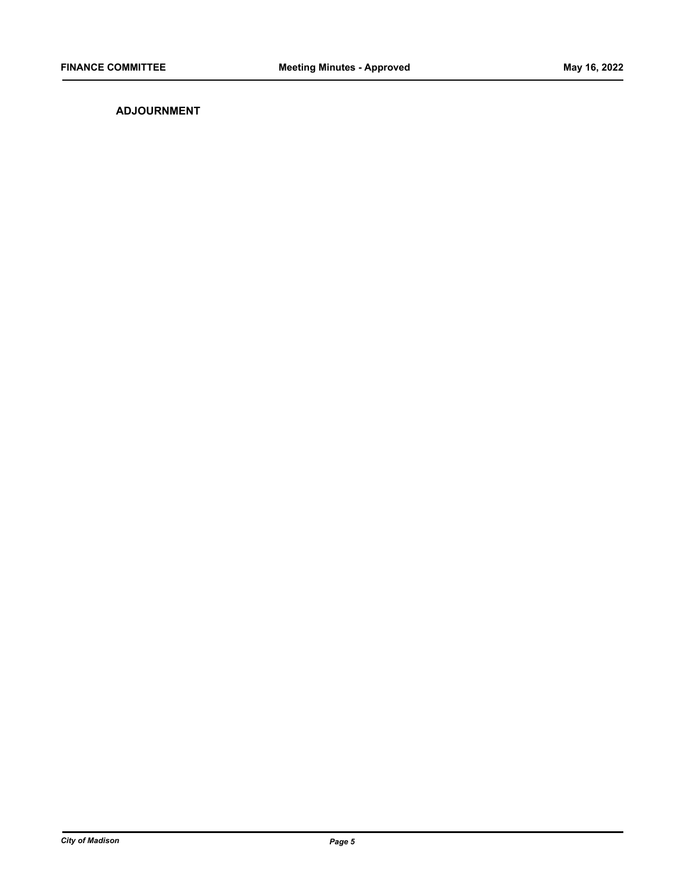## ADJOURNMENT